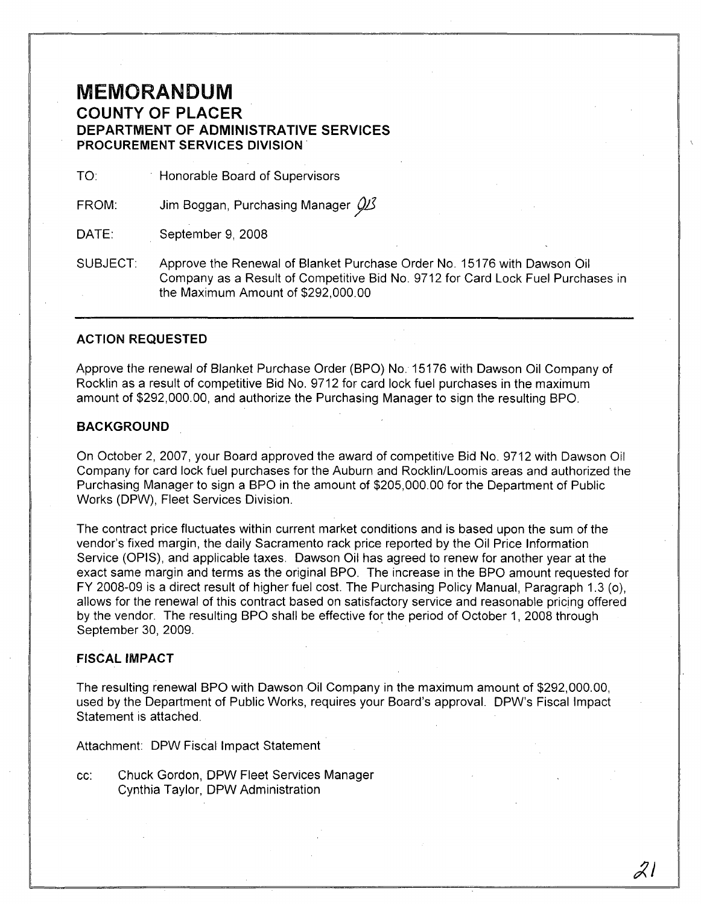# MEMORANDUM

## COUNTY OF PLACER

### DEPARTMENT OF ADMINISTRATIVE SERVICES
### PROCUREMENT SERVICES DIVISION

TO: Honorable Board of Supervisors

FROM: Jim Boggan, Purchasing Manager

DATE: September 9, 2008

SUBJECT: Approve the Renewal of Blanket Purchase Order No. 15176 with Dawson Oil Company as a Result of Competitive Bid No. 9712 for Card Lock Fuel Purchases in the Maximum Amount of $292,000.00

---

**ACTION REQUESTED**

Approve the renewal of Blanket Purchase Order (BPO) No. 15176 with Dawson Oil Company of Rocklin as a result of competitive Bid No. 9712 for card lock fuel purchases in the maximum amount of $292,000.00, and authorize the Purchasing Manager to sign the resulting BPO.

**BACKGROUND**

On October 2, 2007, your Board approved the award of competitive Bid No. 9712 with Dawson Oil Company for card lock fuel purchases for the Auburn and Rocklin/Loomis areas and authorized the Purchasing Manager to sign a BPO in the amount of $205,000.00 for the Department of Public Works (DPW), Fleet Services Division.

The contract price fluctuates within current market conditions and is based upon the sum of the vendor's fixed margin, the daily Sacramento rack price reported by the Oil Price Information Service (OPIS), and applicable taxes. Dawson Oil has agreed to renew for another year at the exact same margin and terms as the original BPO. The increase in the BPO amount requested for FY 2008-09 is a direct result of higher fuel cost. The Purchasing Policy Manual, Paragraph 1.3 (o), allows for the renewal of this contract based on satisfactory service and reasonable pricing offered by the vendor. The resulting BPO shall be effective for the period of October 1, 2008 through September 30, 2009.

**FISCAL IMPACT**

The resulting renewal BPO with Dawson Oil Company in the maximum amount of $292,000.00, used by the Department of Public Works, requires your Board's approval. DPW's Fiscal Impact Statement is attached.

Attachment: DPW Fiscal Impact Statement

cc: Chuck Gordon, DPW Fleet Services Manager
Cynthia Taylor, DPW Administration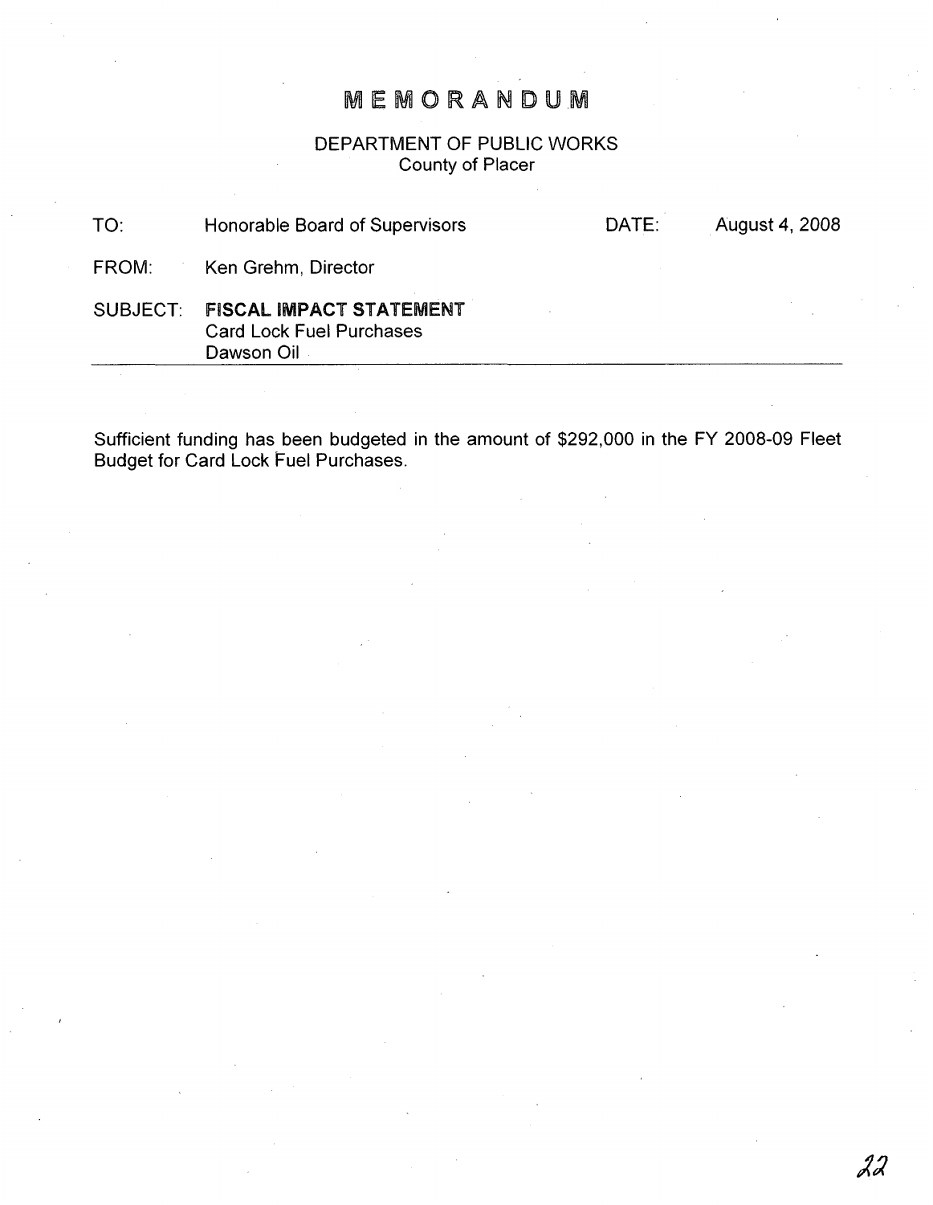# MEMORANDUM

DEPARTMENT OF PUBLIC WORKS
County of Placer

| | | | |
|---|---|---|---|
| TO: | Honorable Board of Supervisors | DATE: | August 4, 2008 |
| FROM: | Ken Grehm, Director | | |
| SUBJECT: | **FISCAL IMPACT STATEMENT**<br>Card Lock Fuel Purchases<br>Dawson Oil | | |

Sufficient funding has been budgeted in the amount of $292,000 in the FY 2008-09 Fleet Budget for Card Lock Fuel Purchases.